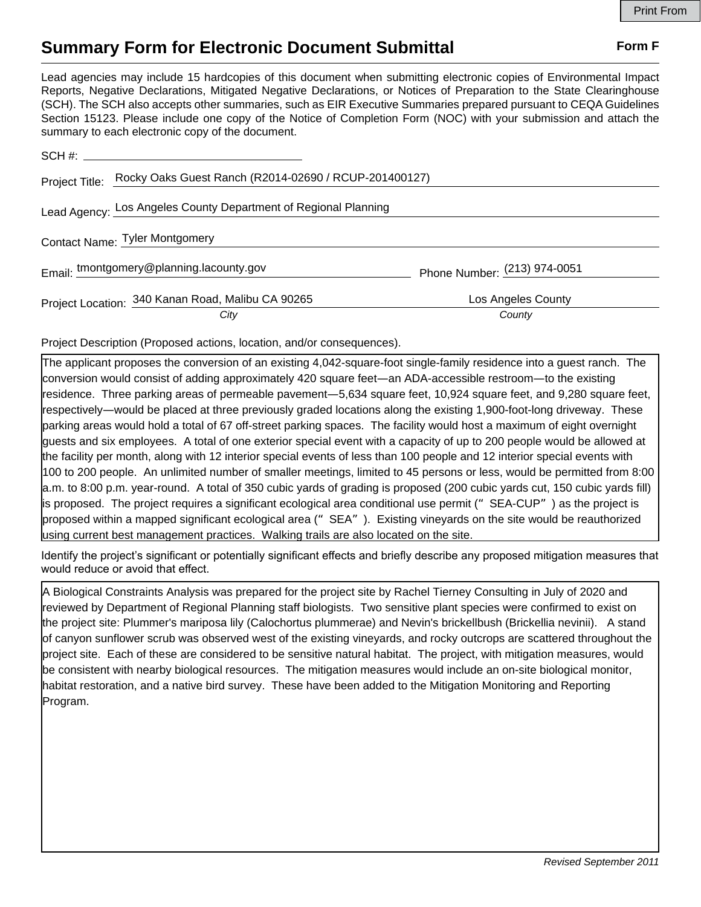# Summary Form for Electronic Document Submittal

**Form F**

Lead agencies may include 15 hardcopies of this document when submitting electronic copies of Environmental Impact Reports, Negative Declarations, Mitigated Negative Declarations, or Notices of Preparation to the State Clearinghouse (SCH). The SCH also accepts other summaries, such as EIR Executive Summaries prepared pursuant to CEQA Guidelines Section 15123. Please include one copy of the Notice of Completion Form (NOC) with your submission and attach the summary to each electronic copy of the document.

SCH #: ______________________

Project Title: Rocky Oaks Guest Ranch (R2014-02690 / RCUP-201400127)

Lead Agency: Los Angeles County Department of Regional Planning

Contact Name: Tyler Montgomery

Email: tmontgomery@planning.lacounty.gov    Phone Number: (213) 974-0051

Project Location: 340 Kanan Road, Malibu CA 90265 (City)    Los Angeles County (County)

Project Description (Proposed actions, location, and/or consequences).

The applicant proposes the conversion of an existing 4,042-square-foot single-family residence into a guest ranch. The conversion would consist of adding approximately 420 square feet—an ADA-accessible restroom—to the existing residence. Three parking areas of permeable pavement—5,634 square feet, 10,924 square feet, and 9,280 square feet, respectively—would be placed at three previously graded locations along the existing 1,900-foot-long driveway. These parking areas would hold a total of 67 off-street parking spaces. The facility would host a maximum of eight overnight guests and six employees. A total of one exterior special event with a capacity of up to 200 people would be allowed at the facility per month, along with 12 interior special events of less than 100 people and 12 interior special events with 100 to 200 people. An unlimited number of smaller meetings, limited to 45 persons or less, would be permitted from 8:00 a.m. to 8:00 p.m. year-round. A total of 350 cubic yards of grading is proposed (200 cubic yards cut, 150 cubic yards fill) is proposed. The project requires a significant ecological area conditional use permit ("SEA-CUP") as the project is proposed within a mapped significant ecological area ("SEA"). Existing vineyards on the site would be reauthorized using current best management practices. Walking trails are also located on the site.

Identify the project's significant or potentially significant effects and briefly describe any proposed mitigation measures that would reduce or avoid that effect.

A Biological Constraints Analysis was prepared for the project site by Rachel Tierney Consulting in July of 2020 and reviewed by Department of Regional Planning staff biologists. Two sensitive plant species were confirmed to exist on the project site: Plummer's mariposa lily (Calochortus plummerae) and Nevin's brickellbush (Brickellia nevinii). A stand of canyon sunflower scrub was observed west of the existing vineyards, and rocky outcrops are scattered throughout the project site. Each of these are considered to be sensitive natural habitat. The project, with mitigation measures, would be consistent with nearby biological resources. The mitigation measures would include an on-site biological monitor, habitat restoration, and a native bird survey. These have been added to the Mitigation Monitoring and Reporting Program.

*Revised September 2011*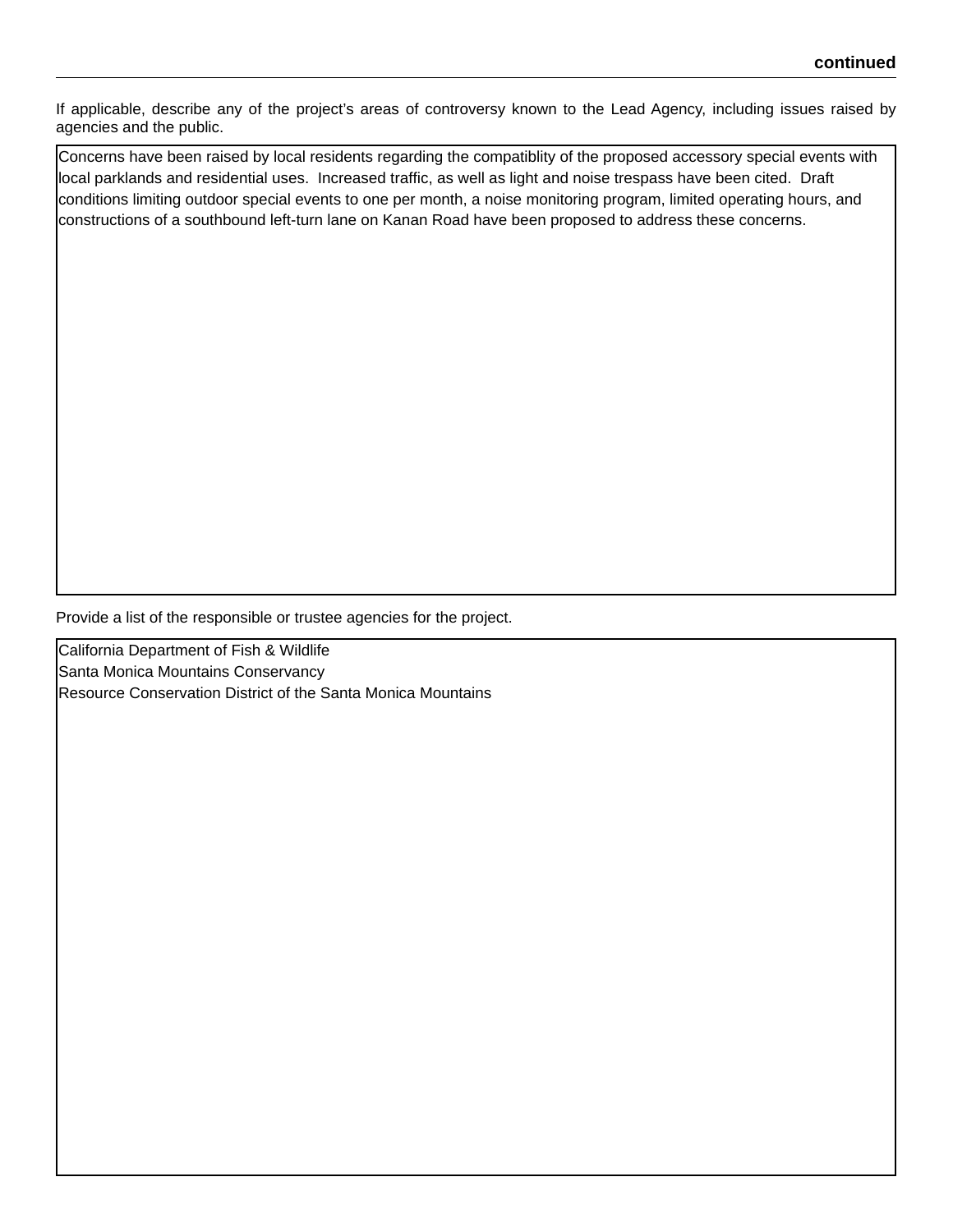**continued**

If applicable, describe any of the project's areas of controversy known to the Lead Agency, including issues raised by agencies and the public.

Concerns have been raised by local residents regarding the compatiblity of the proposed accessory special events with local parklands and residential uses.  Increased traffic, as well as light and noise trespass have been cited.  Draft conditions limiting outdoor special events to one per month, a noise monitoring program, limited operating hours, and constructions of a southbound left-turn lane on Kanan Road have been proposed to address these concerns.

Provide a list of the responsible or trustee agencies for the project.

California Department of Fish & Wildlife
Santa Monica Mountains Conservancy
Resource Conservation District of the Santa Monica Mountains